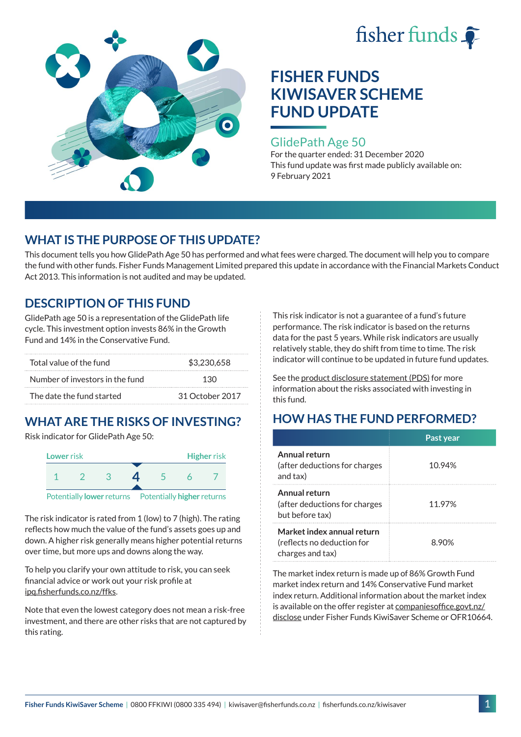fisher funds

# FISHER FUNDS KIWISAVER SCHEME FUND UPDATE

## GlidePath Age 50

For the quarter ended: 31 December 2020

This fund update was first made publicly available on: 9 February 2021

## WHAT IS THE PURPOSE OF THIS UPDATE?

This document tells you how GlidePath Age 50 has performed and what fees were charged. The document will help you to compare the fund with other funds. Fisher Funds Management Limited prepared this update in accordance with the Financial Markets Conduct Act 2013. This information is not audited and may be updated.

## DESCRIPTION OF THIS FUND

GlidePath age 50 is a representation of the GlidePath life cycle. This investment option invests 86% in the Growth Fund and 14% in the Conservative Fund.

| | |
|---|---|
| Total value of the fund | $3,230,658 |
| Number of investors in the fund | 130 |
| The date the fund started | 31 October 2017 |

## WHAT ARE THE RISKS OF INVESTING?

Risk indicator for GlidePath Age 50:

Lower risk — Higher risk

1 2 3 **4** 5 6 7

Potentially **lower** returns — Potentially **higher** returns

The risk indicator is rated from 1 (low) to 7 (high). The rating reflects how much the value of the fund's assets goes up and down. A higher risk generally means higher potential returns over time, but more ups and downs along the way.

To help you clarify your own attitude to risk, you can seek financial advice or work out your risk profile at ipq.fisherfunds.co.nz/ffks.

Note that even the lowest category does not mean a risk-free investment, and there are other risks that are not captured by this rating.

This risk indicator is not a guarantee of a fund's future performance. The risk indicator is based on the returns data for the past 5 years. While risk indicators are usually relatively stable, they do shift from time to time. The risk indicator will continue to be updated in future fund updates.

See the product disclosure statement (PDS) for more information about the risks associated with investing in this fund.

## HOW HAS THE FUND PERFORMED?

| | Past year |
|---|---|
| **Annual return** (after deductions for charges and tax) | 10.94% |
| **Annual return** (after deductions for charges but before tax) | 11.97% |
| **Market index annual return** (reflects no deduction for charges and tax) | 8.90% |

The market index return is made up of 86% Growth Fund market index return and 14% Conservative Fund market index return. Additional information about the market index is available on the offer register at companiesoffice.govt.nz/disclose under Fisher Funds KiwiSaver Scheme or OFR10664.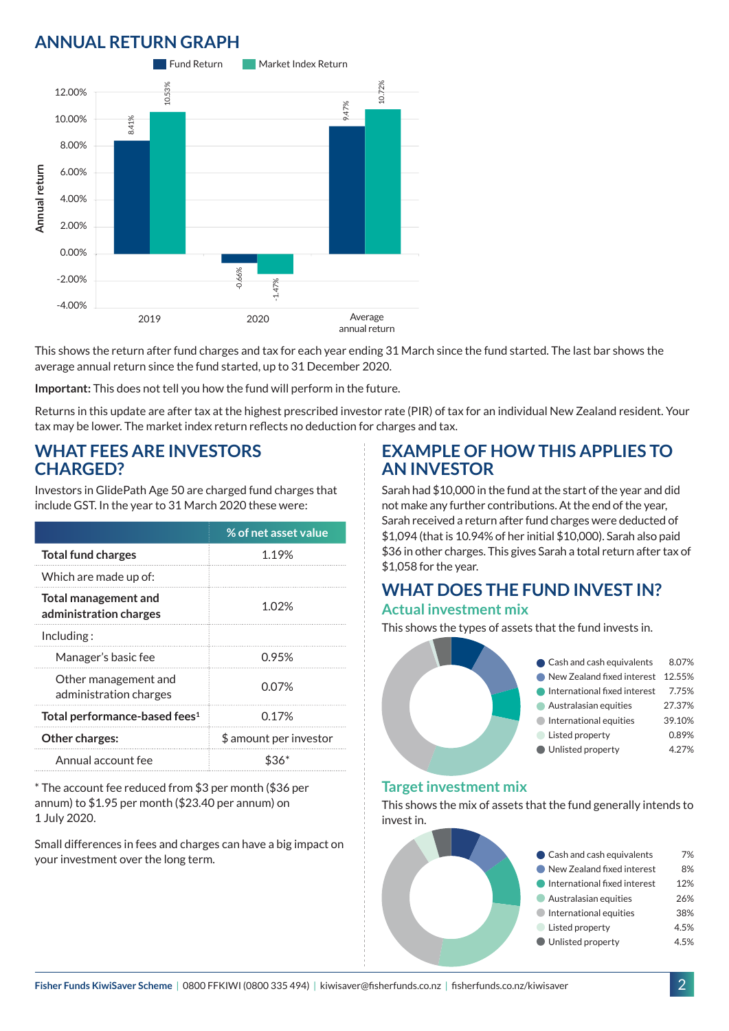## ANNUAL RETURN GRAPH

| | Fund Return | Market Index Return |
|---|---|---|
| 2019 | 8.41% | 10.53% |
| 2020 | -0.66% | -1.47% |
| Average annual return | 9.47% | 10.72% |

This shows the return after fund charges and tax for each year ending 31 March since the fund started. The last bar shows the average annual return since the fund started, up to 31 December 2020.

**Important:** This does not tell you how the fund will perform in the future.

Returns in this update are after tax at the highest prescribed investor rate (PIR) of tax for an individual New Zealand resident. Your tax may be lower. The market index return reflects no deduction for charges and tax.

## WHAT FEES ARE INVESTORS CHARGED?

Investors in GlidePath Age 50 are charged fund charges that include GST. In the year to 31 March 2020 these were:

| | % of net asset value |
|---|---|
| **Total fund charges** | 1.19% |
| Which are made up of: | |
| **Total management and administration charges** | 1.02% |
| Including : | |
| Manager's basic fee | 0.95% |
| Other management and administration charges | 0.07% |
| **Total performance-based fees**[1] | 0.17% |
| **Other charges:** | $ amount per investor |
| Annual account fee | $36* |

* The account fee reduced from $3 per month ($36 per annum) to $1.95 per month ($23.40 per annum) on 1 July 2020.

Small differences in fees and charges can have a big impact on your investment over the long term.

## EXAMPLE OF HOW THIS APPLIES TO AN INVESTOR

Sarah had $10,000 in the fund at the start of the year and did not make any further contributions. At the end of the year, Sarah received a return after fund charges were deducted of $1,094 (that is 10.94% of her initial $10,000). Sarah also paid $36 in other charges. This gives Sarah a total return after tax of $1,058 for the year.

## WHAT DOES THE FUND INVEST IN?

### Actual investment mix

This shows the types of assets that the fund invests in.

| Asset | % |
|---|---|
| Cash and cash equivalents | 8.07% |
| New Zealand fixed interest | 12.55% |
| International fixed interest | 7.75% |
| Australasian equities | 27.37% |
| International equities | 39.10% |
| Listed property | 0.89% |
| Unlisted property | 4.27% |

### Target investment mix

This shows the mix of assets that the fund generally intends to invest in.

| Asset | % |
|---|---|
| Cash and cash equivalents | 7% |
| New Zealand fixed interest | 8% |
| International fixed interest | 12% |
| Australasian equities | 26% |
| International equities | 38% |
| Listed property | 4.5% |
| Unlisted property | 4.5% |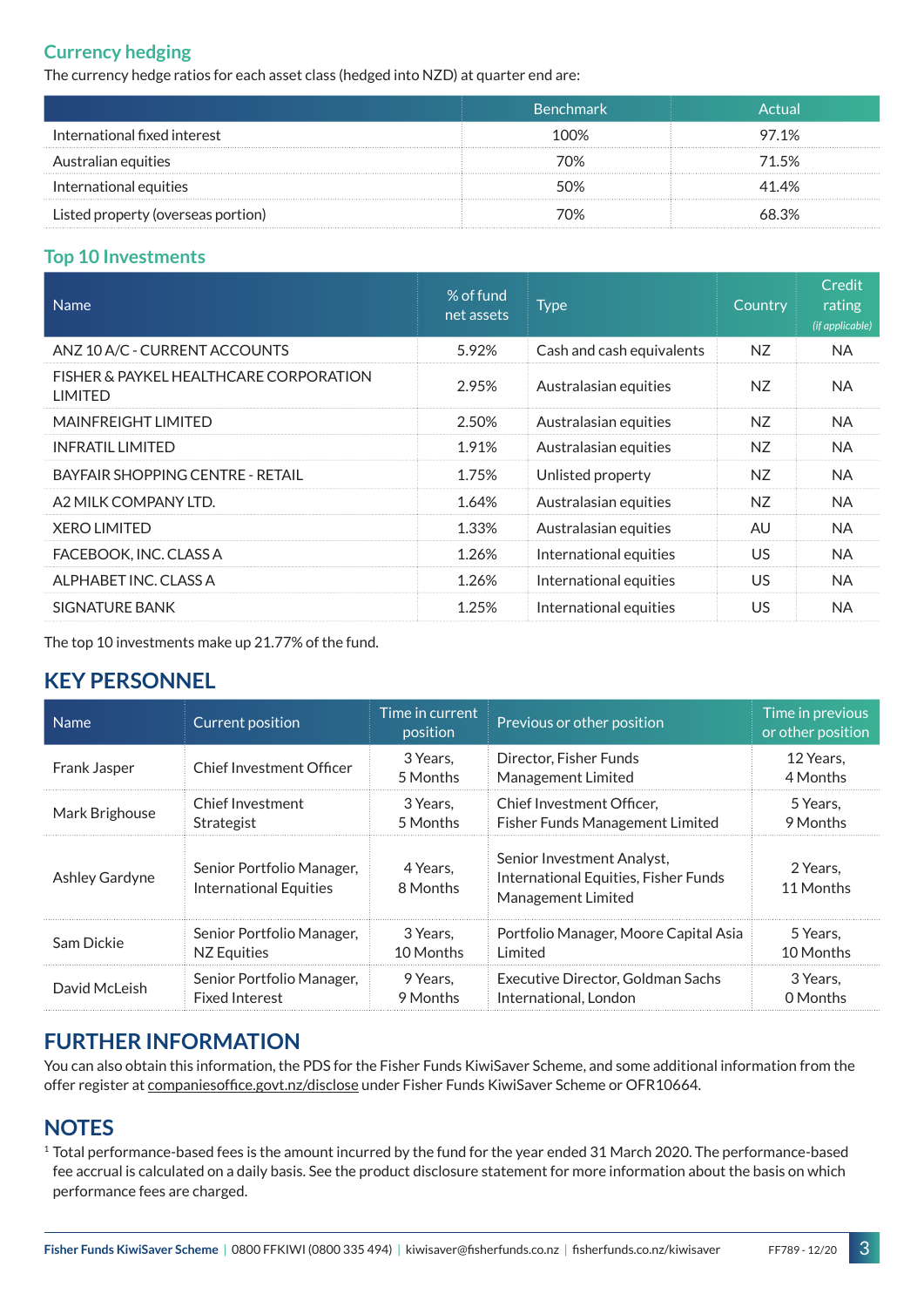## Currency hedging

The currency hedge ratios for each asset class (hedged into NZD) at quarter end are:

| | Benchmark | Actual |
|---|---|---|
| International fixed interest | 100% | 97.1% |
| Australian equities | 70% | 71.5% |
| International equities | 50% | 41.4% |
| Listed property (overseas portion) | 70% | 68.3% |

## Top 10 Investments

| Name | % of fund net assets | Type | Country | Credit rating *(if applicable)* |
|---|---|---|---|---|
| ANZ 10 A/C - CURRENT ACCOUNTS | 5.92% | Cash and cash equivalents | NZ | NA |
| FISHER & PAYKEL HEALTHCARE CORPORATION LIMITED | 2.95% | Australasian equities | NZ | NA |
| MAINFREIGHT LIMITED | 2.50% | Australasian equities | NZ | NA |
| INFRATIL LIMITED | 1.91% | Australasian equities | NZ | NA |
| BAYFAIR SHOPPING CENTRE - RETAIL | 1.75% | Unlisted property | NZ | NA |
| A2 MILK COMPANY LTD. | 1.64% | Australasian equities | NZ | NA |
| XERO LIMITED | 1.33% | Australasian equities | AU | NA |
| FACEBOOK, INC. CLASS A | 1.26% | International equities | US | NA |
| ALPHABET INC. CLASS A | 1.26% | International equities | US | NA |
| SIGNATURE BANK | 1.25% | International equities | US | NA |

The top 10 investments make up 21.77% of the fund.

## KEY PERSONNEL

| Name | Current position | Time in current position | Previous or other position | Time in previous or other position |
|---|---|---|---|---|
| Frank Jasper | Chief Investment Officer | 3 Years, 5 Months | Director, Fisher Funds Management Limited | 12 Years, 4 Months |
| Mark Brighouse | Chief Investment Strategist | 3 Years, 5 Months | Chief Investment Officer, Fisher Funds Management Limited | 5 Years, 9 Months |
| Ashley Gardyne | Senior Portfolio Manager, International Equities | 4 Years, 8 Months | Senior Investment Analyst, International Equities, Fisher Funds Management Limited | 2 Years, 11 Months |
| Sam Dickie | Senior Portfolio Manager, NZ Equities | 3 Years, 10 Months | Portfolio Manager, Moore Capital Asia Limited | 5 Years, 10 Months |
| David McLeish | Senior Portfolio Manager, Fixed Interest | 9 Years, 9 Months | Executive Director, Goldman Sachs International, London | 3 Years, 0 Months |

## FURTHER INFORMATION

You can also obtain this information, the PDS for the Fisher Funds KiwiSaver Scheme, and some additional information from the offer register at companiesoffice.govt.nz/disclose under Fisher Funds KiwiSaver Scheme or OFR10664.

## NOTES

[1] Total performance-based fees is the amount incurred by the fund for the year ended 31 March 2020. The performance-based fee accrual is calculated on a daily basis. See the product disclosure statement for more information about the basis on which performance fees are charged.